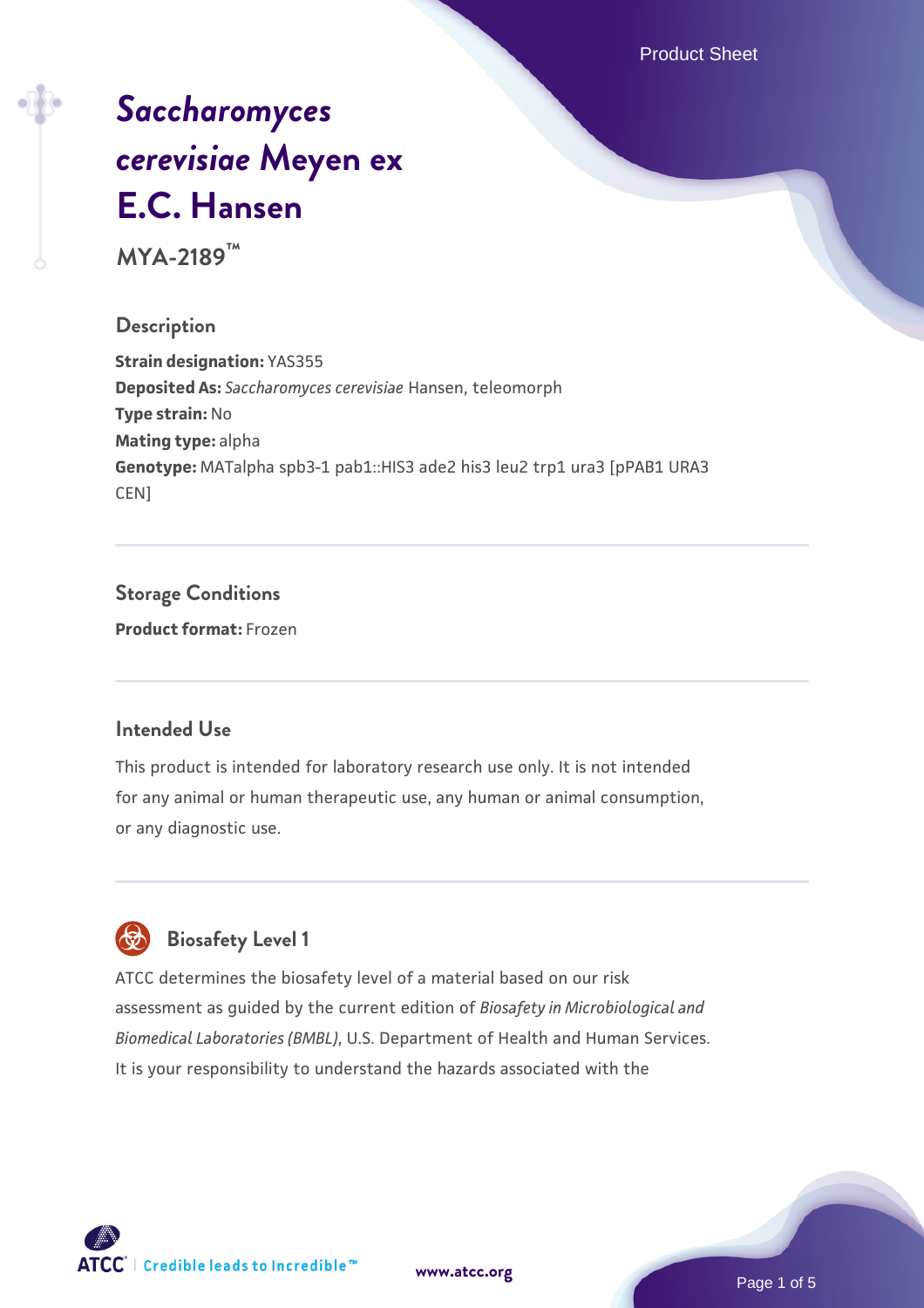# *Saccharomyces cerevisiae* Meyen ex E.C. Hansen

**MYA-2189™**

## Description

**Strain designation:** YAS355
**Deposited As:** *Saccharomyces cerevisiae* Hansen, teleomorph
**Type strain:** No
**Mating type:** alpha
**Genotype:** MATalpha spb3-1 pab1::HIS3 ade2 his3 leu2 trp1 ura3 [pPAB1 URA3 CEN]

## Storage Conditions

**Product format:** Frozen

## Intended Use

This product is intended for laboratory research use only. It is not intended for any animal or human therapeutic use, any human or animal consumption, or any diagnostic use.

## Biosafety Level 1

ATCC determines the biosafety level of a material based on our risk assessment as guided by the current edition of *Biosafety in Microbiological and Biomedical Laboratories (BMBL)*, U.S. Department of Health and Human Services. It is your responsibility to understand the hazards associated with the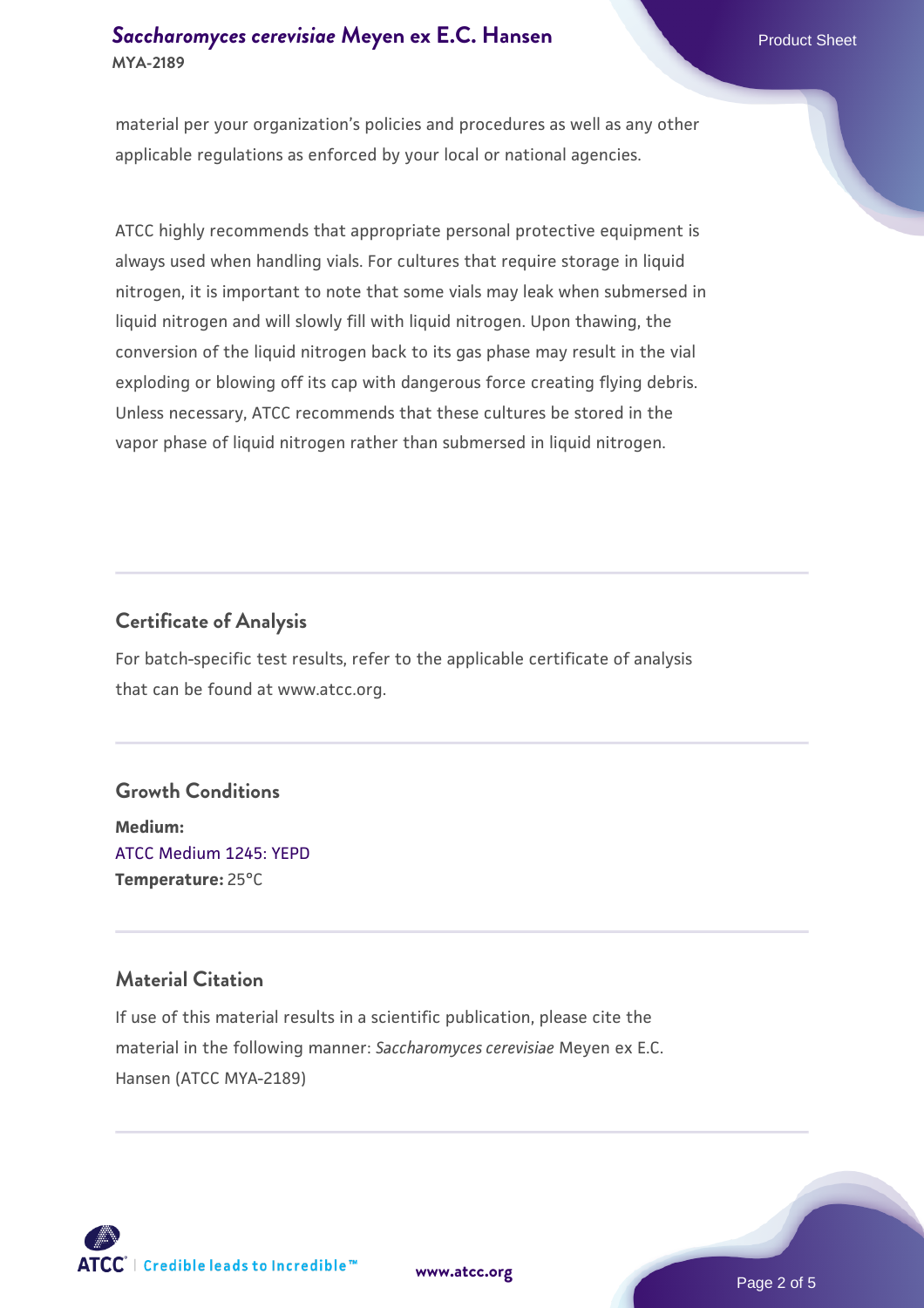material per your organization's policies and procedures as well as any other applicable regulations as enforced by your local or national agencies.

ATCC highly recommends that appropriate personal protective equipment is always used when handling vials. For cultures that require storage in liquid nitrogen, it is important to note that some vials may leak when submersed in liquid nitrogen and will slowly fill with liquid nitrogen. Upon thawing, the conversion of the liquid nitrogen back to its gas phase may result in the vial exploding or blowing off its cap with dangerous force creating flying debris. Unless necessary, ATCC recommends that these cultures be stored in the vapor phase of liquid nitrogen rather than submersed in liquid nitrogen.

## Certificate of Analysis

For batch-specific test results, refer to the applicable certificate of analysis that can be found at www.atcc.org.

## Growth Conditions

**Medium:**
ATCC Medium 1245: YEPD
**Temperature:** 25°C

## Material Citation

If use of this material results in a scientific publication, please cite the material in the following manner: *Saccharomyces cerevisiae* Meyen ex E.C. Hansen (ATCC MYA-2189)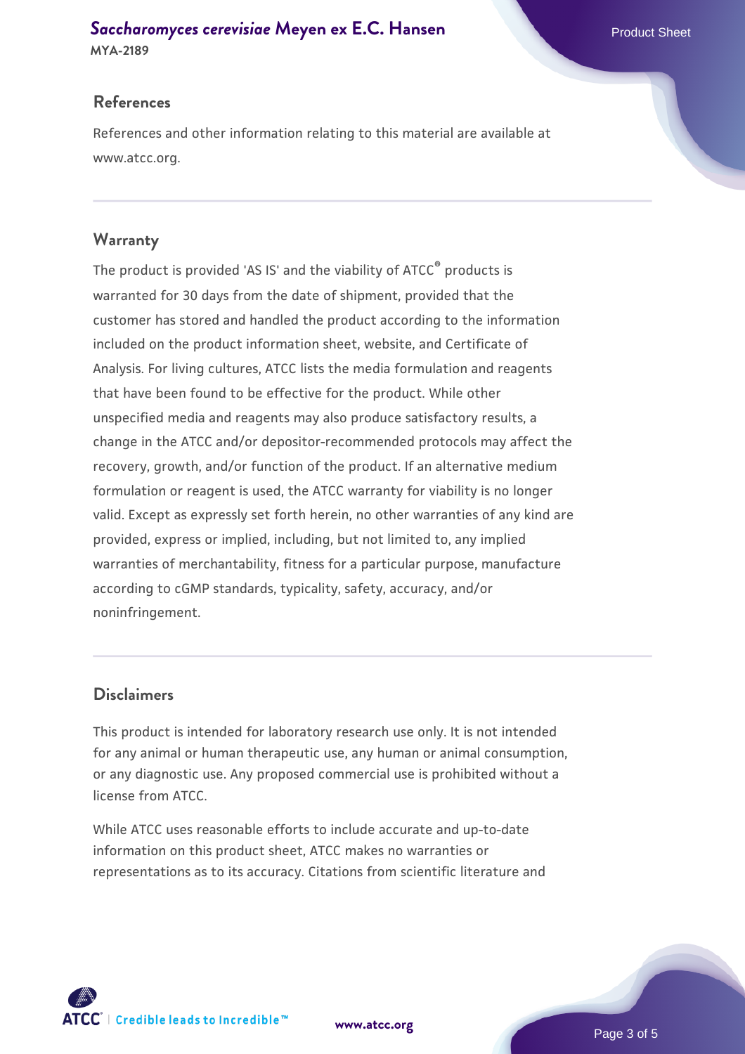## References

References and other information relating to this material are available at www.atcc.org.

## Warranty

The product is provided 'AS IS' and the viability of ATCC® products is warranted for 30 days from the date of shipment, provided that the customer has stored and handled the product according to the information included on the product information sheet, website, and Certificate of Analysis. For living cultures, ATCC lists the media formulation and reagents that have been found to be effective for the product. While other unspecified media and reagents may also produce satisfactory results, a change in the ATCC and/or depositor-recommended protocols may affect the recovery, growth, and/or function of the product. If an alternative medium formulation or reagent is used, the ATCC warranty for viability is no longer valid. Except as expressly set forth herein, no other warranties of any kind are provided, express or implied, including, but not limited to, any implied warranties of merchantability, fitness for a particular purpose, manufacture according to cGMP standards, typicality, safety, accuracy, and/or noninfringement.

## Disclaimers

This product is intended for laboratory research use only. It is not intended for any animal or human therapeutic use, any human or animal consumption, or any diagnostic use. Any proposed commercial use is prohibited without a license from ATCC.

While ATCC uses reasonable efforts to include accurate and up-to-date information on this product sheet, ATCC makes no warranties or representations as to its accuracy. Citations from scientific literature and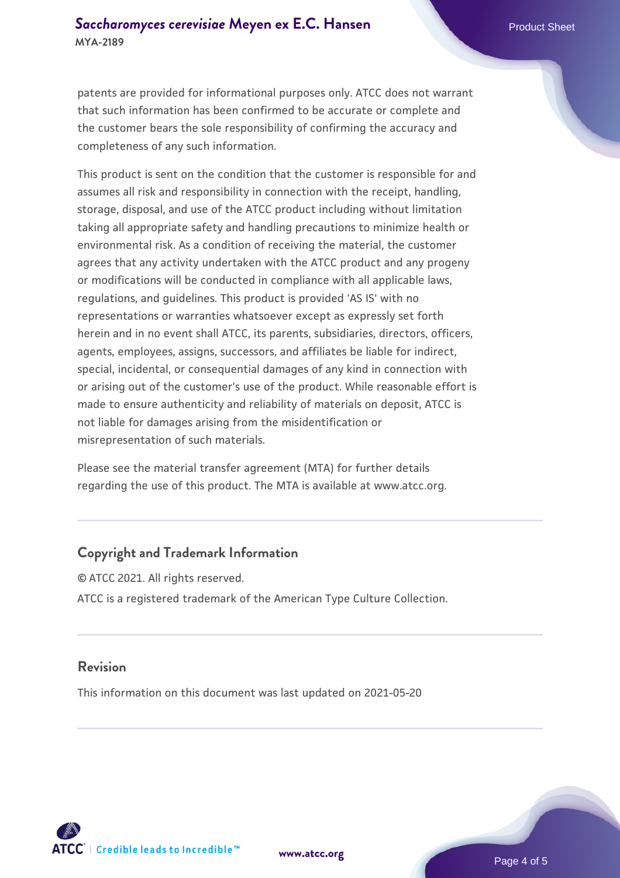patents are provided for informational purposes only. ATCC does not warrant that such information has been confirmed to be accurate or complete and the customer bears the sole responsibility of confirming the accuracy and completeness of any such information.

This product is sent on the condition that the customer is responsible for and assumes all risk and responsibility in connection with the receipt, handling, storage, disposal, and use of the ATCC product including without limitation taking all appropriate safety and handling precautions to minimize health or environmental risk. As a condition of receiving the material, the customer agrees that any activity undertaken with the ATCC product and any progeny or modifications will be conducted in compliance with all applicable laws, regulations, and guidelines. This product is provided 'AS IS' with no representations or warranties whatsoever except as expressly set forth herein and in no event shall ATCC, its parents, subsidiaries, directors, officers, agents, employees, assigns, successors, and affiliates be liable for indirect, special, incidental, or consequential damages of any kind in connection with or arising out of the customer's use of the product. While reasonable effort is made to ensure authenticity and reliability of materials on deposit, ATCC is not liable for damages arising from the misidentification or misrepresentation of such materials.

Please see the material transfer agreement (MTA) for further details regarding the use of this product. The MTA is available at www.atcc.org.

## Copyright and Trademark Information

© ATCC 2021. All rights reserved.

ATCC is a registered trademark of the American Type Culture Collection.

## Revision

This information on this document was last updated on 2021-05-20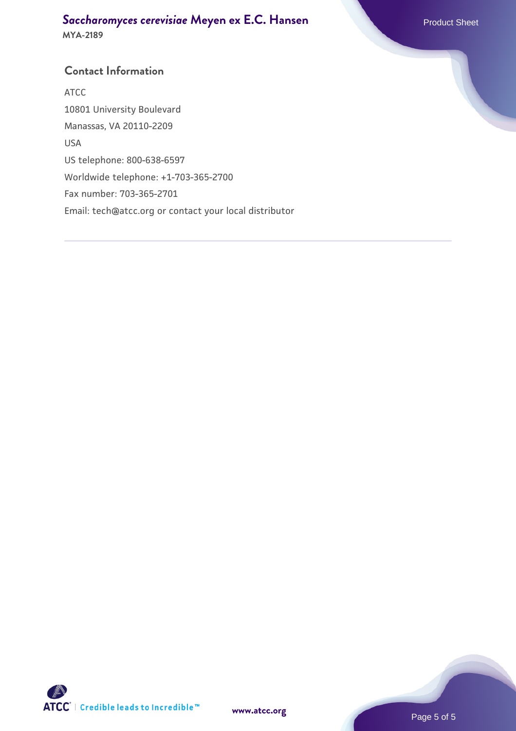## Contact Information

ATCC

10801 University Boulevard

Manassas, VA 20110-2209

USA

US telephone: 800-638-6597

Worldwide telephone: +1-703-365-2700

Fax number: 703-365-2701

Email: tech@atcc.org or contact your local distributor